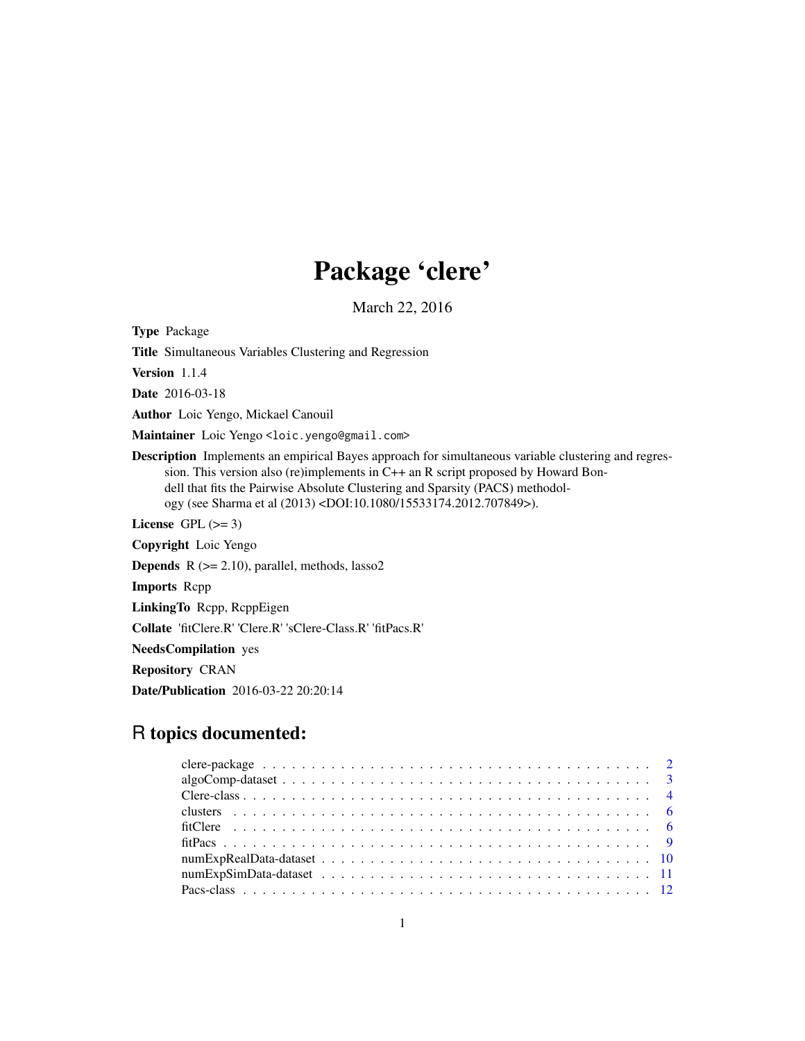# Package 'clere'

March 22, 2016

**Type** Package

**Title** Simultaneous Variables Clustering and Regression

**Version** 1.1.4

**Date** 2016-03-18

**Author** Loic Yengo, Mickael Canouil

**Maintainer** Loic Yengo <loic.yengo@gmail.com>

**Description** Implements an empirical Bayes approach for simultaneous variable clustering and regression. This version also (re)implements in C++ an R script proposed by Howard Bondell that fits the Pairwise Absolute Clustering and Sparsity (PACS) methodology (see Sharma et al (2013) <DOI:10.1080/15533174.2012.707849>).

**License** GPL (>= 3)

**Copyright** Loic Yengo

**Depends** R (>= 2.10), parallel, methods, lasso2

**Imports** Rcpp

**LinkingTo** Rcpp, RcppEigen

**Collate** 'fitClere.R' 'Clere.R' 'sClere-Class.R' 'fitPacs.R'

**NeedsCompilation** yes

**Repository** CRAN

**Date/Publication** 2016-03-22 20:20:14

## R topics documented:

clere-package . . . . . . . . . . . . . . . . . . . . . . . . . . . . . . . . . . . . . . 2
algoComp-dataset . . . . . . . . . . . . . . . . . . . . . . . . . . . . . . . . . . . . 3
Clere-class . . . . . . . . . . . . . . . . . . . . . . . . . . . . . . . . . . . . . . . 4
clusters . . . . . . . . . . . . . . . . . . . . . . . . . . . . . . . . . . . . . . . . 6
fitClere . . . . . . . . . . . . . . . . . . . . . . . . . . . . . . . . . . . . . . . . 6
fitPacs . . . . . . . . . . . . . . . . . . . . . . . . . . . . . . . . . . . . . . . . 9
numExpRealData-dataset . . . . . . . . . . . . . . . . . . . . . . . . . . . . . . . . 10
numExpSimData-dataset . . . . . . . . . . . . . . . . . . . . . . . . . . . . . . . . 11
Pacs-class . . . . . . . . . . . . . . . . . . . . . . . . . . . . . . . . . . . . . . . 12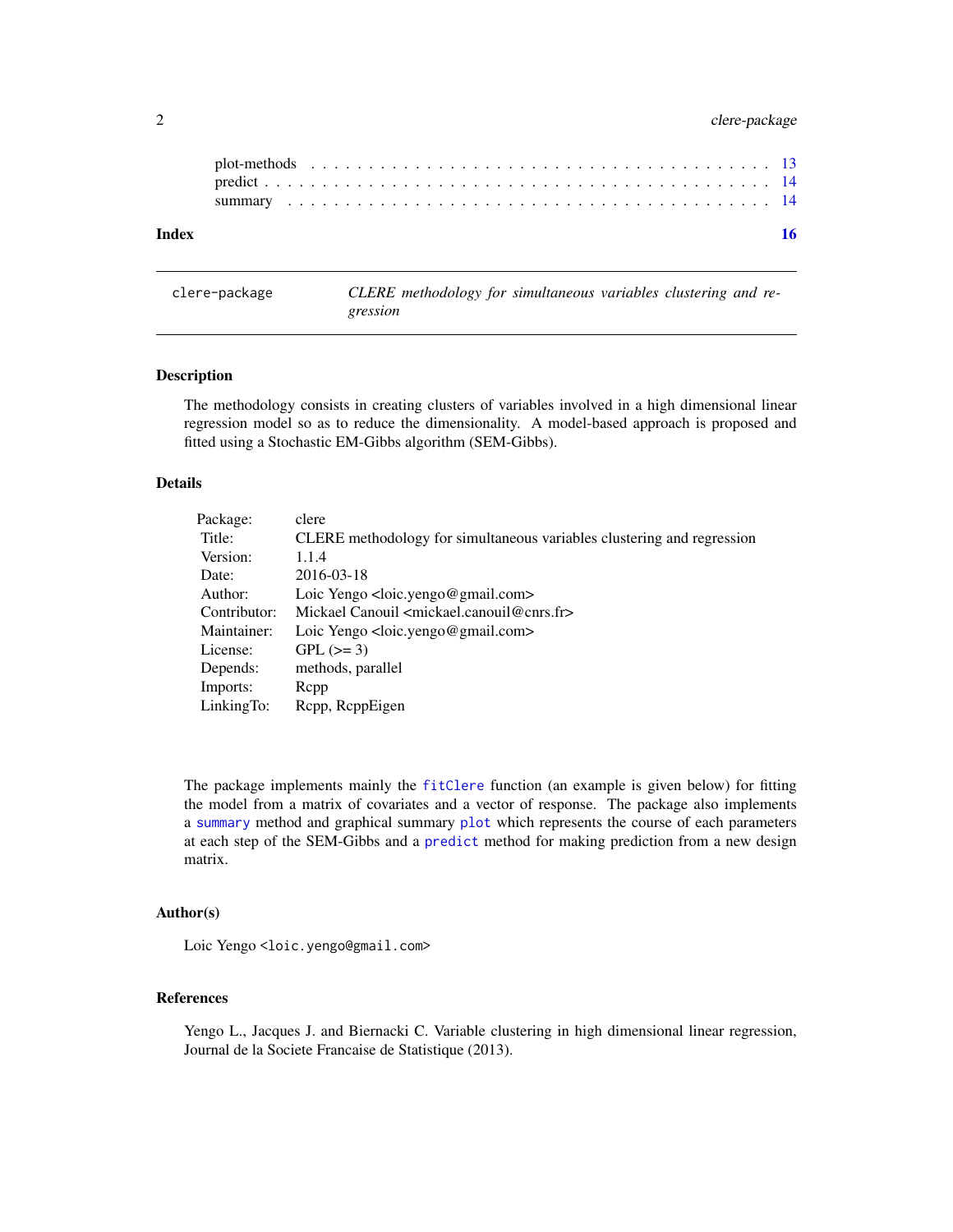| | |
|---|---|
| plot-methods | 13 |
| predict | 14 |
| summary | 14 |

**Index** **16**

---

`clere-package` *CLERE methodology for simultaneous variables clustering and regression*

---

### Description

The methodology consists in creating clusters of variables involved in a high dimensional linear regression model so as to reduce the dimensionality. A model-based approach is proposed and fitted using a Stochastic EM-Gibbs algorithm (SEM-Gibbs).

### Details

| | |
|---|---|
| Package: | clere |
| Title: | CLERE methodology for simultaneous variables clustering and regression |
| Version: | 1.1.4 |
| Date: | 2016-03-18 |
| Author: | Loic Yengo <loic.yengo@gmail.com> |
| Contributor: | Mickael Canouil <mickael.canouil@cnrs.fr> |
| Maintainer: | Loic Yengo <loic.yengo@gmail.com> |
| License: | GPL (>= 3) |
| Depends: | methods, parallel |
| Imports: | Rcpp |
| LinkingTo: | Rcpp, RcppEigen |

The package implements mainly the `fitClere` function (an example is given below) for fitting the model from a matrix of covariates and a vector of response. The package also implements a `summary` method and graphical summary `plot` which represents the course of each parameters at each step of the SEM-Gibbs and a `predict` method for making prediction from a new design matrix.

### Author(s)

Loic Yengo <`loic.yengo@gmail.com`>

### References

Yengo L., Jacques J. and Biernacki C. Variable clustering in high dimensional linear regression, Journal de la Societe Francaise de Statistique (2013).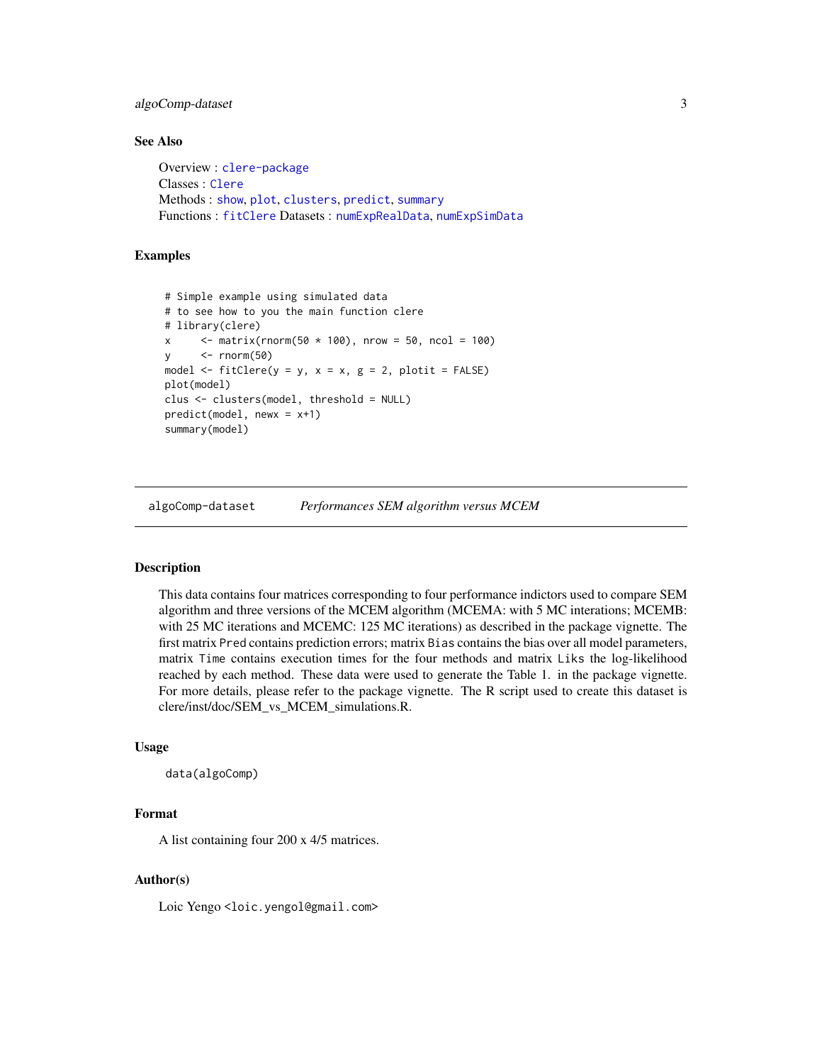### See Also

Overview : clere-package
Classes : Clere
Methods : show, plot, clusters, predict, summary
Functions : fitClere Datasets : numExpRealData, numExpSimData

### Examples

```
# Simple example using simulated data
# to see how to you the main function clere
# library(clere)
x     <- matrix(rnorm(50 * 100), nrow = 50, ncol = 100)
y     <- rnorm(50)
model <- fitClere(y = y, x = x, g = 2, plotit = FALSE)
plot(model)
clus <- clusters(model, threshold = NULL)
predict(model, newx = x+1)
summary(model)
```

---

## algoComp-dataset    *Performances SEM algorithm versus MCEM*

---

### Description

This data contains four matrices corresponding to four performance indictors used to compare SEM algorithm and three versions of the MCEM algorithm (MCEMA: with 5 MC interations; MCEMB: with 25 MC iterations and MCEMC: 125 MC iterations) as described in the package vignette. The first matrix `Pred` contains prediction errors; matrix `Bias` contains the bias over all model parameters, matrix `Time` contains execution times for the four methods and matrix `Liks` the log-likelihood reached by each method. These data were used to generate the Table 1. in the package vignette. For more details, please refer to the package vignette. The R script used to create this dataset is clere/inst/doc/SEM_vs_MCEM_simulations.R.

### Usage

```
data(algoComp)
```

### Format

A list containing four 200 x 4/5 matrices.

### Author(s)

Loic Yengo <loic.yengol@gmail.com>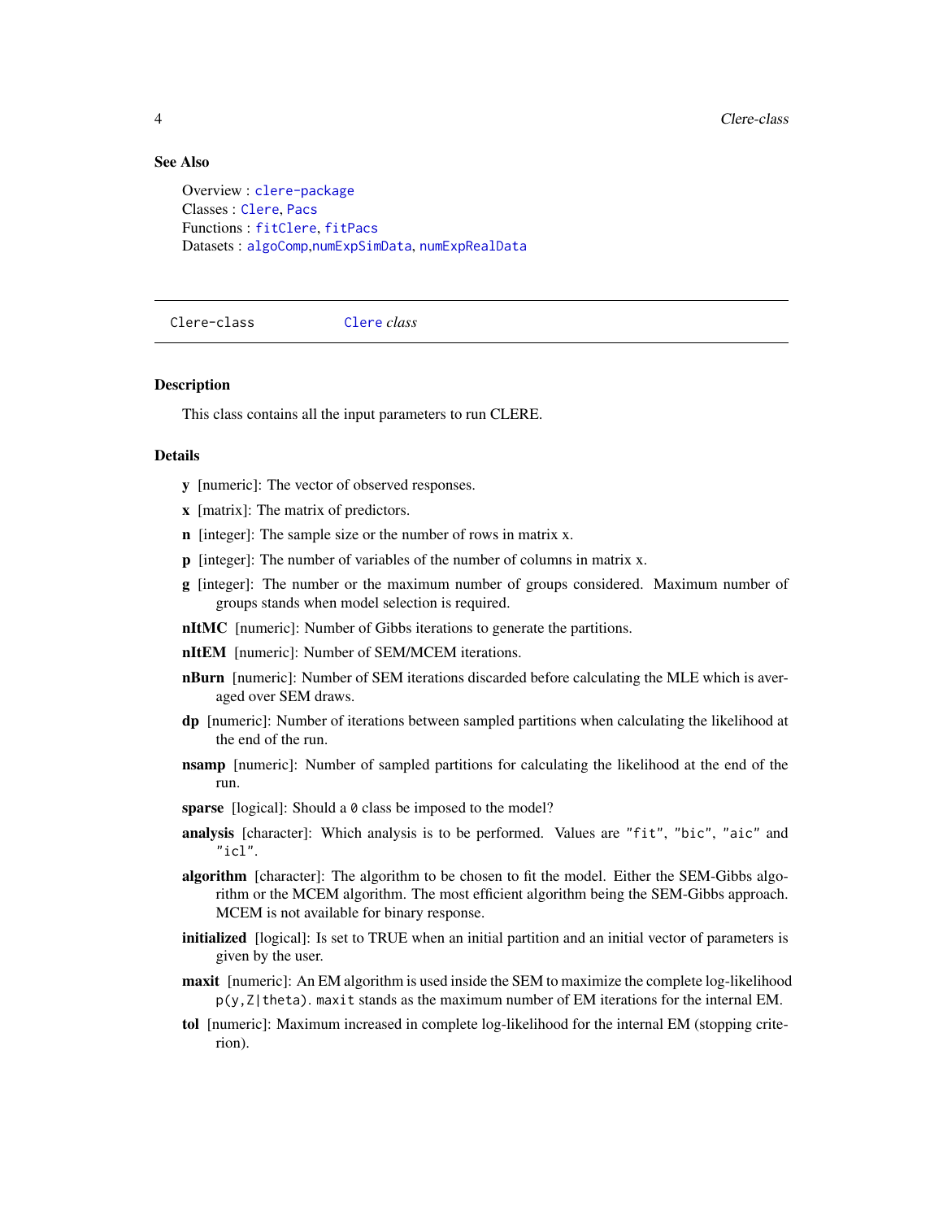### See Also

Overview : `clere-package`
Classes : `Clere`, `Pacs`
Functions : `fitClere`, `fitPacs`
Datasets : `algoComp`,`numExpSimData`, `numExpRealData`

---

`Clere-class` &nbsp;&nbsp;&nbsp;&nbsp; `Clere` *class*

---

### Description

This class contains all the input parameters to run CLERE.

### Details

**y** [numeric]: The vector of observed responses.

**x** [matrix]: The matrix of predictors.

**n** [integer]: The sample size or the number of rows in matrix x.

**p** [integer]: The number of variables of the number of columns in matrix x.

**g** [integer]: The number or the maximum number of groups considered. Maximum number of groups stands when model selection is required.

**nItMC** [numeric]: Number of Gibbs iterations to generate the partitions.

**nItEM** [numeric]: Number of SEM/MCEM iterations.

**nBurn** [numeric]: Number of SEM iterations discarded before calculating the MLE which is averaged over SEM draws.

**dp** [numeric]: Number of iterations between sampled partitions when calculating the likelihood at the end of the run.

**nsamp** [numeric]: Number of sampled partitions for calculating the likelihood at the end of the run.

**sparse** [logical]: Should a `0` class be imposed to the model?

**analysis** [character]: Which analysis is to be performed. Values are `"fit"`, `"bic"`, `"aic"` and `"icl"`.

**algorithm** [character]: The algorithm to be chosen to fit the model. Either the SEM-Gibbs algorithm or the MCEM algorithm. The most efficient algorithm being the SEM-Gibbs approach. MCEM is not available for binary response.

**initialized** [logical]: Is set to TRUE when an initial partition and an initial vector of parameters is given by the user.

**maxit** [numeric]: An EM algorithm is used inside the SEM to maximize the complete log-likelihood `p(y,Z|theta)`. `maxit` stands as the maximum number of EM iterations for the internal EM.

**tol** [numeric]: Maximum increased in complete log-likelihood for the internal EM (stopping criterion).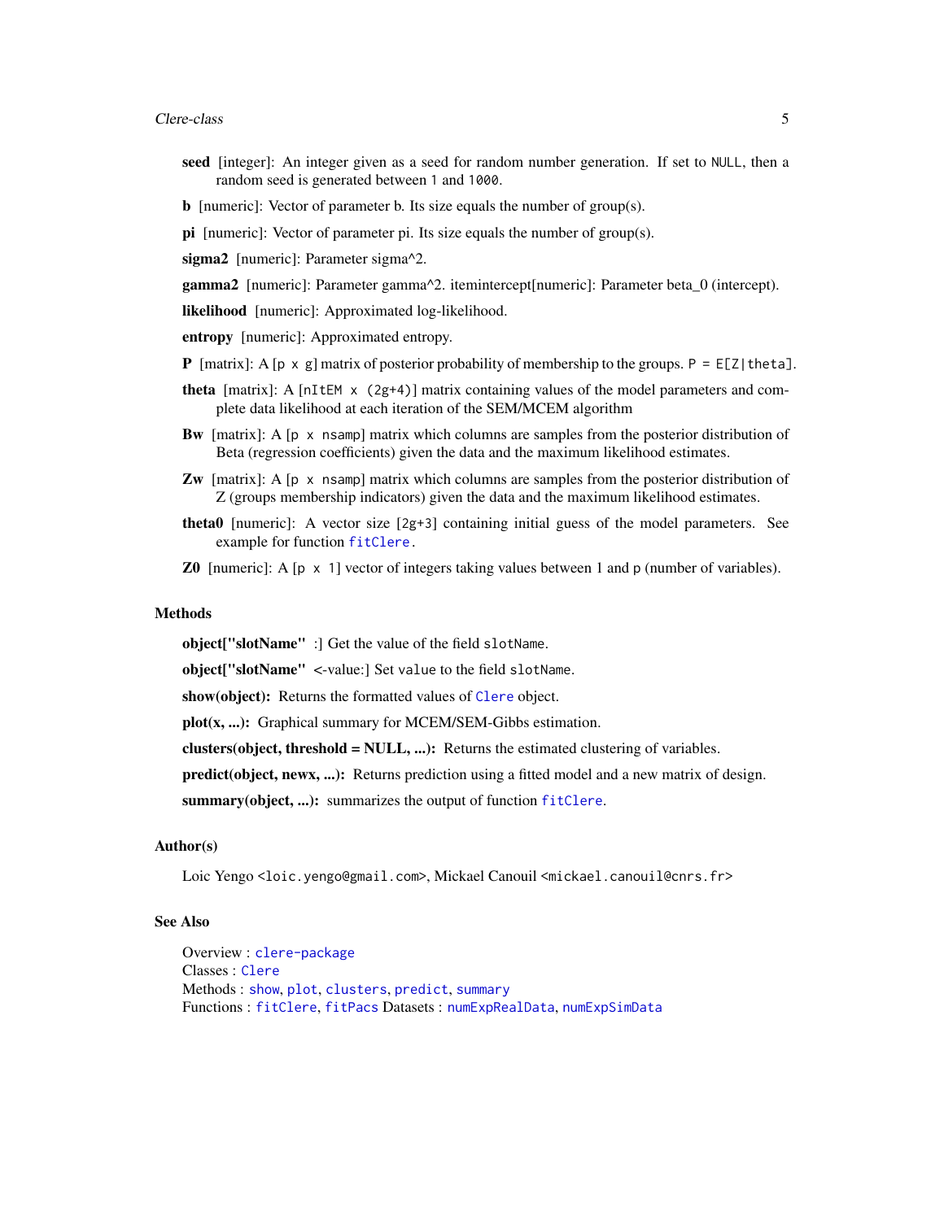**seed** [integer]: An integer given as a seed for random number generation. If set to `NULL`, then a random seed is generated between `1` and `1000`.

**b** [numeric]: Vector of parameter b. Its size equals the number of group(s).

**pi** [numeric]: Vector of parameter pi. Its size equals the number of group(s).

**sigma2** [numeric]: Parameter sigma^2.

**gamma2** [numeric]: Parameter gamma^2. itemintercept[numeric]: Parameter beta_0 (intercept).

**likelihood** [numeric]: Approximated log-likelihood.

**entropy** [numeric]: Approximated entropy.

**P** [matrix]: A `[p x g]` matrix of posterior probability of membership to the groups. `P = E[Z|theta]`.

**theta** [matrix]: A `[nItEM x (2g+4)]` matrix containing values of the model parameters and complete data likelihood at each iteration of the SEM/MCEM algorithm

**Bw** [matrix]: A `[p x nsamp]` matrix which columns are samples from the posterior distribution of Beta (regression coefficients) given the data and the maximum likelihood estimates.

**Zw** [matrix]: A `[p x nsamp]` matrix which columns are samples from the posterior distribution of Z (groups membership indicators) given the data and the maximum likelihood estimates.

**theta0** [numeric]: A vector size `[2g+3]` containing initial guess of the model parameters. See example for function `fitClere`.

**Z0** [numeric]: A `[p x 1]` vector of integers taking values between 1 and `p` (number of variables).

## Methods

**object["slotName"** :] Get the value of the field `slotName`.

**object["slotName"** <-value:] Set `value` to the field `slotName`.

**show(object):** Returns the formatted values of `Clere` object.

**plot(x, ...):** Graphical summary for MCEM/SEM-Gibbs estimation.

**clusters(object, threshold = NULL, ...):** Returns the estimated clustering of variables.

**predict(object, newx, ...):** Returns prediction using a fitted model and a new matrix of design.

**summary(object, ...):** summarizes the output of function `fitClere`.

## Author(s)

Loic Yengo <`loic.yengo@gmail.com`>, Mickael Canouil <`mickael.canouil@cnrs.fr`>

## See Also

Overview : `clere-package`
Classes : `Clere`
Methods : `show`, `plot`, `clusters`, `predict`, `summary`
Functions : `fitClere`, `fitPacs` Datasets : `numExpRealData`, `numExpSimData`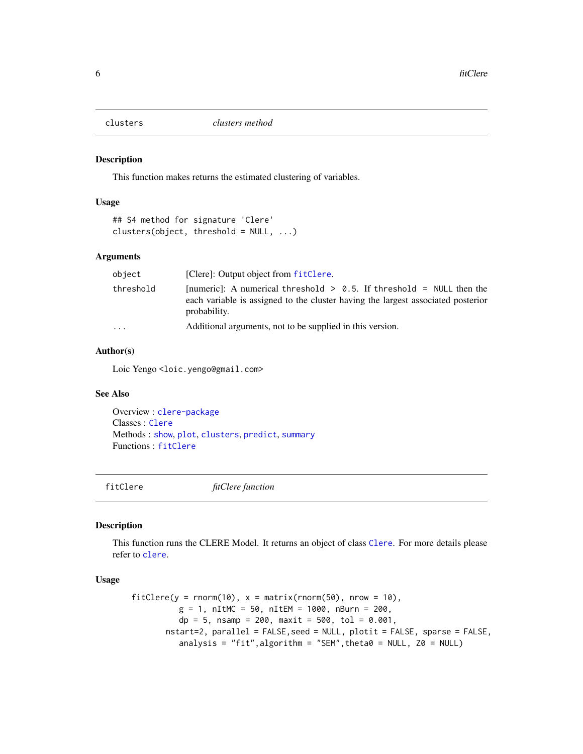## clusters — *clusters method*

### Description

This function makes returns the estimated clustering of variables.

### Usage

```
## S4 method for signature 'Clere'
clusters(object, threshold = NULL, ...)
```

### Arguments

| | |
|---|---|
| `object` | [Clere]: Output object from `fitClere`. |
| `threshold` | [numeric]: A numerical threshold `> 0.5`. If `threshold = NULL` then the each variable is assigned to the cluster having the largest associated posterior probability. |
| `...` | Additional arguments, not to be supplied in this version. |

### Author(s)

Loic Yengo <loic.yengo@gmail.com>

### See Also

Overview : `clere-package`
Classes : `Clere`
Methods : `show`, `plot`, `clusters`, `predict`, `summary`
Functions : `fitClere`

## fitClere — *fitClere function*

### Description

This function runs the CLERE Model. It returns an object of class `Clere`. For more details please refer to `clere`.

### Usage

```
fitClere(y = rnorm(10), x = matrix(rnorm(50), nrow = 10),
         g = 1, nItMC = 50, nItEM = 1000, nBurn = 200,
         dp = 5, nsamp = 200, maxit = 500, tol = 0.001,
      nstart=2, parallel = FALSE,seed = NULL, plotit = FALSE, sparse = FALSE,
         analysis = "fit",algorithm = "SEM",theta0 = NULL, Z0 = NULL)
```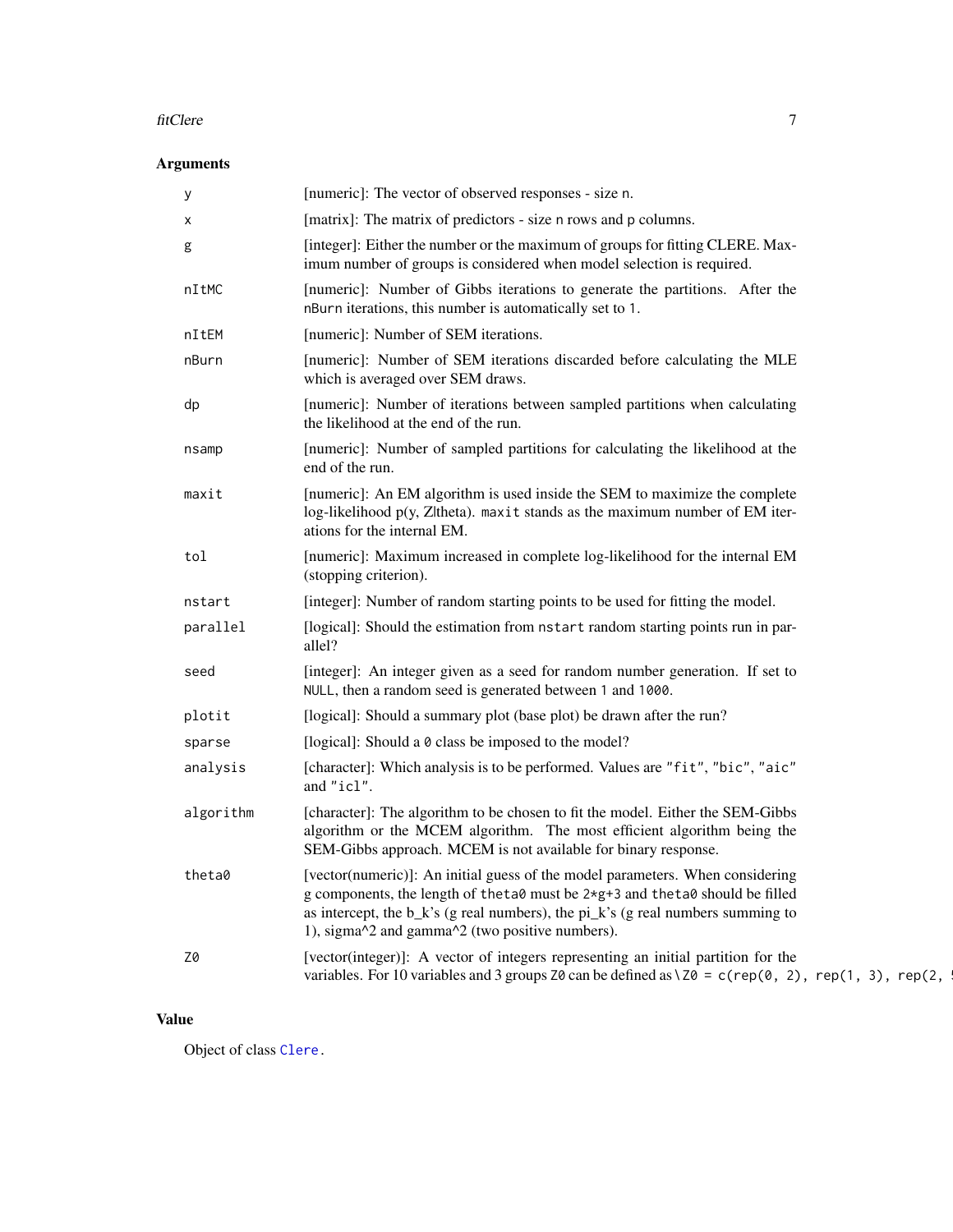## Arguments

| Argument | Description |
| --- | --- |
| y | [numeric]: The vector of observed responses - size n. |
| x | [matrix]: The matrix of predictors - size n rows and p columns. |
| g | [integer]: Either the number or the maximum of groups for fitting CLERE. Maximum number of groups is considered when model selection is required. |
| nItMC | [numeric]: Number of Gibbs iterations to generate the partitions. After the nBurn iterations, this number is automatically set to 1. |
| nItEM | [numeric]: Number of SEM iterations. |
| nBurn | [numeric]: Number of SEM iterations discarded before calculating the MLE which is averaged over SEM draws. |
| dp | [numeric]: Number of iterations between sampled partitions when calculating the likelihood at the end of the run. |
| nsamp | [numeric]: Number of sampled partitions for calculating the likelihood at the end of the run. |
| maxit | [numeric]: An EM algorithm is used inside the SEM to maximize the complete log-likelihood p(y, Z\|theta). maxit stands as the maximum number of EM iterations for the internal EM. |
| tol | [numeric]: Maximum increased in complete log-likelihood for the internal EM (stopping criterion). |
| nstart | [integer]: Number of random starting points to be used for fitting the model. |
| parallel | [logical]: Should the estimation from nstart random starting points run in parallel? |
| seed | [integer]: An integer given as a seed for random number generation. If set to NULL, then a random seed is generated between 1 and 1000. |
| plotit | [logical]: Should a summary plot (base plot) be drawn after the run? |
| sparse | [logical]: Should a 0 class be imposed to the model? |
| analysis | [character]: Which analysis is to be performed. Values are "fit", "bic", "aic" and "icl". |
| algorithm | [character]: The algorithm to be chosen to fit the model. Either the SEM-Gibbs algorithm or the MCEM algorithm. The most efficient algorithm being the SEM-Gibbs approach. MCEM is not available for binary response. |
| theta0 | [vector(numeric)]: An initial guess of the model parameters. When considering g components, the length of theta0 must be 2\*g+3 and theta0 should be filled as intercept, the b_k's (g real numbers), the pi_k's (g real numbers summing to 1), sigma^2 and gamma^2 (two positive numbers). |
| Z0 | [vector(integer)]: A vector of integers representing an initial partition for the variables. For 10 variables and 3 groups Z0 can be defined as \Z0 = c(rep(0, 2), rep(1, 3), rep(2, 5 |

## Value

Object of class Clere.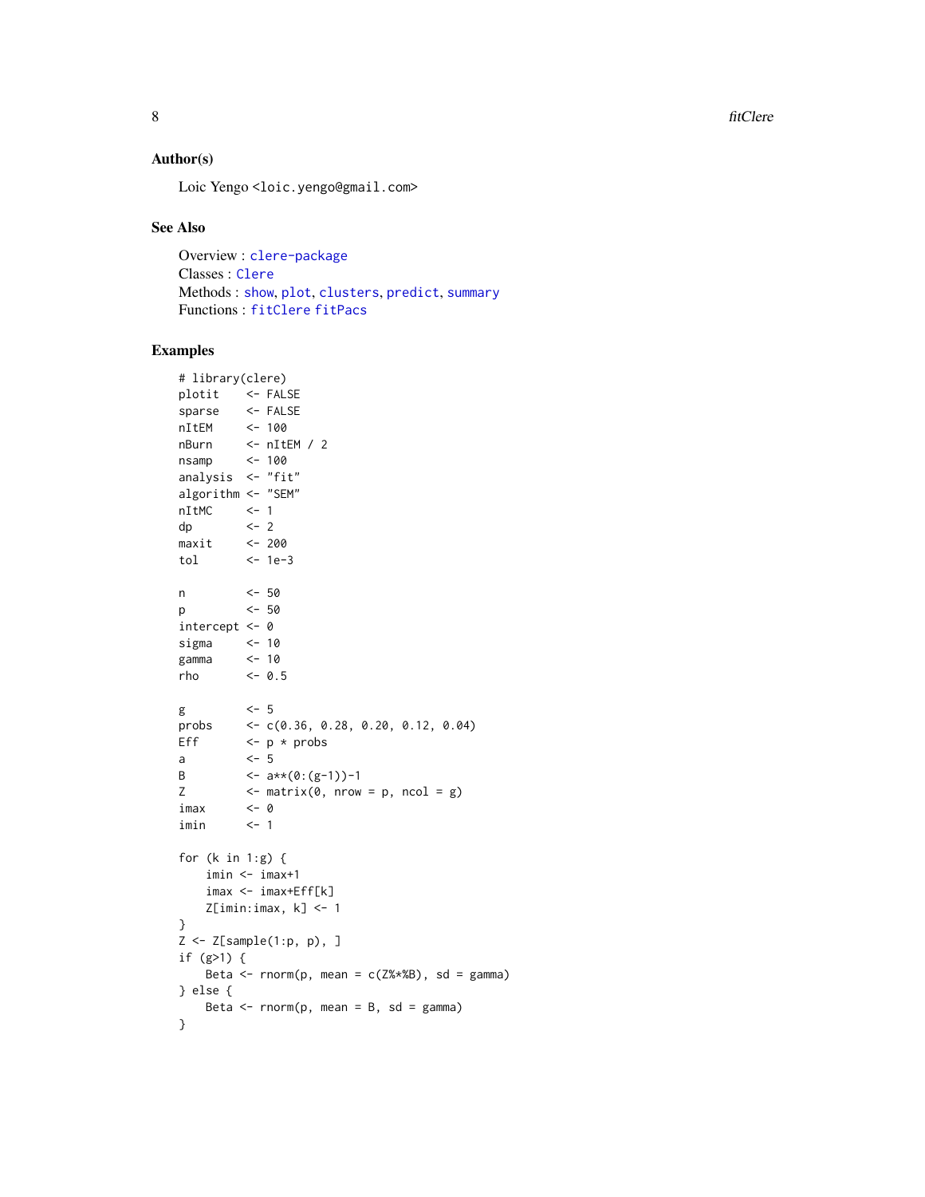### Author(s)

Loic Yengo <loic.yengo@gmail.com>

### See Also

Overview : clere-package
Classes : Clere
Methods : show, plot, clusters, predict, summary
Functions : fitClere fitPacs

### Examples

```
# library(clere)
plotit    <- FALSE
sparse    <- FALSE
nItEM     <- 100
nBurn     <- nItEM / 2
nsamp     <- 100
analysis  <- "fit"
algorithm <- "SEM"
nItMC     <- 1
dp        <- 2
maxit     <- 200
tol       <- 1e-3

n         <- 50
p         <- 50
intercept <- 0
sigma     <- 10
gamma     <- 10
rho       <- 0.5

g         <- 5
probs     <- c(0.36, 0.28, 0.20, 0.12, 0.04)
Eff       <- p * probs
a         <- 5
B         <- a**(0:(g-1))-1
Z         <- matrix(0, nrow = p, ncol = g)
imax      <- 0
imin      <- 1

for (k in 1:g) {
    imin <- imax+1
    imax <- imax+Eff[k]
    Z[imin:imax, k] <- 1
}
Z <- Z[sample(1:p, p), ]
if (g>1) {
    Beta <- rnorm(p, mean = c(Z%*%B), sd = gamma)
} else {
    Beta <- rnorm(p, mean = B, sd = gamma)
}
```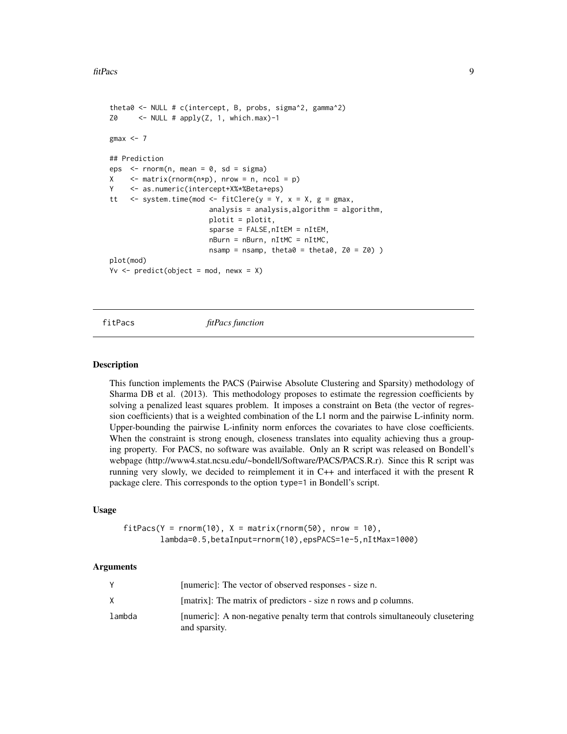```
theta0 <- NULL # c(intercept, B, probs, sigma^2, gamma^2)
Z0     <- NULL # apply(Z, 1, which.max)-1

gmax <- 7

## Prediction
eps  <- rnorm(n, mean = 0, sd = sigma)
X    <- matrix(rnorm(n*p), nrow = n, ncol = p)
Y    <- as.numeric(intercept+X%*%Beta+eps)
tt   <- system.time(mod <- fitClere(y = Y, x = X, g = gmax,
                        analysis = analysis,algorithm = algorithm,
                        plotit = plotit,
                        sparse = FALSE,nItEM = nItEM,
                        nBurn = nBurn, nItMC = nItMC,
                        nsamp = nsamp, theta0 = theta0, Z0 = Z0) )
plot(mod)
Yv <- predict(object = mod, newx = X)
```

## fitPacs — *fitPacs function*

### Description

This function implements the PACS (Pairwise Absolute Clustering and Sparsity) methodology of Sharma DB et al. (2013). This methodology proposes to estimate the regression coefficients by solving a penalized least squares problem. It imposes a constraint on Beta (the vector of regression coefficients) that is a weighted combination of the L1 norm and the pairwise L-infinity norm. Upper-bounding the pairwise L-infinity norm enforces the covariates to have close coefficients. When the constraint is strong enough, closeness translates into equality achieving thus a grouping property. For PACS, no software was available. Only an R script was released on Bondell's webpage (http://www4.stat.ncsu.edu/~bondell/Software/PACS/PACS.R.r). Since this R script was running very slowly, we decided to reimplement it in C++ and interfaced it with the present R package clere. This corresponds to the option `type=1` in Bondell's script.

### Usage

```
fitPacs(Y = rnorm(10), X = matrix(rnorm(50), nrow = 10),
        lambda=0.5,betaInput=rnorm(10),epsPACS=1e-5,nItMax=1000)
```

### Arguments

| | |
|---|---|
| Y | [numeric]: The vector of observed responses - size n. |
| X | [matrix]: The matrix of predictors - size n rows and p columns. |
| lambda | [numeric]: A non-negative penalty term that controls simultaneouly clusetering and sparsity. |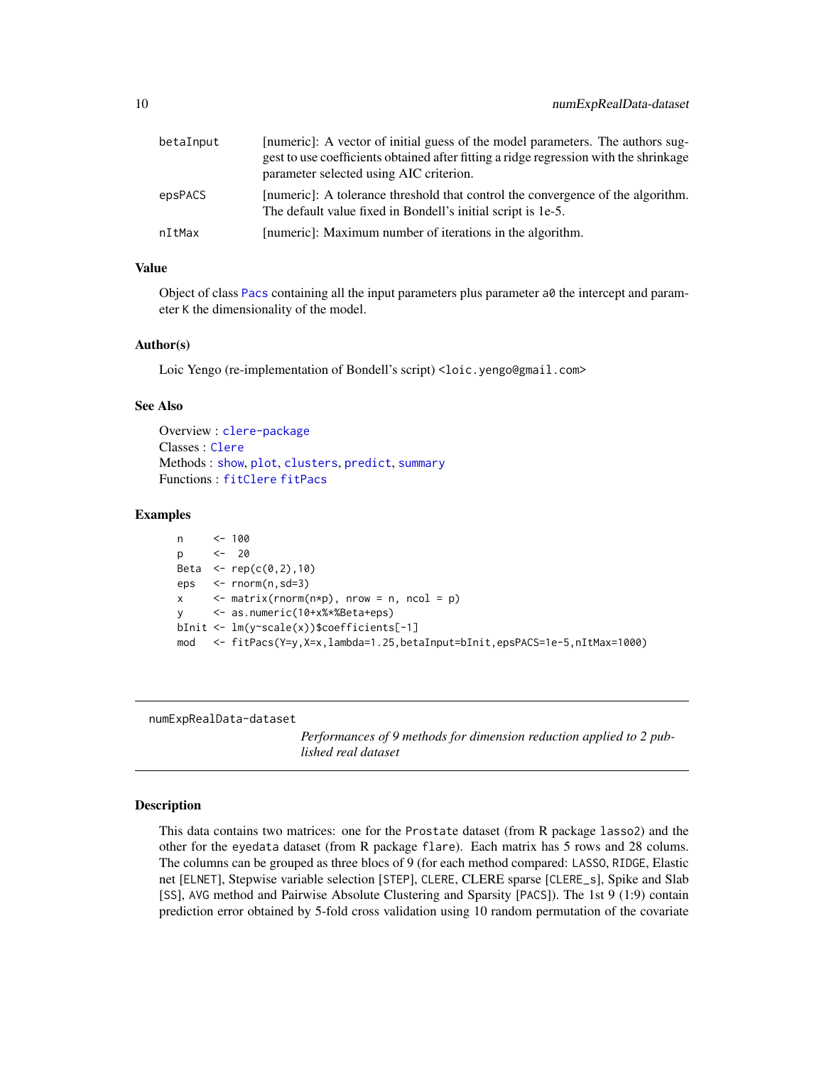| | |
|---|---|
| betaInput | [numeric]: A vector of initial guess of the model parameters. The authors suggest to use coefficients obtained after fitting a ridge regression with the shrinkage parameter selected using AIC criterion. |
| epsPACS | [numeric]: A tolerance threshold that control the convergence of the algorithm. The default value fixed in Bondell's initial script is 1e-5. |
| nItMax | [numeric]: Maximum number of iterations in the algorithm. |

## Value

Object of class `Pacs` containing all the input parameters plus parameter `a0` the intercept and parameter `K` the dimensionality of the model.

## Author(s)

Loic Yengo (re-implementation of Bondell's script) <loic.yengo@gmail.com>

## See Also

Overview : `clere-package`
Classes : `Clere`
Methods : `show`, `plot`, `clusters`, `predict`, `summary`
Functions : `fitClere` `fitPacs`

## Examples

```
n     <- 100
p     <-  20
Beta  <- rep(c(0,2),10)
eps   <- rnorm(n,sd=3)
x     <- matrix(rnorm(n*p), nrow = n, ncol = p)
y     <- as.numeric(10+x%*%Beta+eps)
bInit <- lm(y~scale(x))$coefficients[-1]
mod   <- fitPacs(Y=y,X=x,lambda=1.25,betaInput=bInit,epsPACS=1e-5,nItMax=1000)
```

---

# numExpRealData-dataset

*Performances of 9 methods for dimension reduction applied to 2 published real dataset*

## Description

This data contains two matrices: one for the `Prostate` dataset (from R package `lasso2`) and the other for the `eyedata` dataset (from R package `flare`). Each matrix has 5 rows and 28 colums. The columns can be grouped as three blocs of 9 (for each method compared: `LASSO`, `RIDGE`, Elastic net [`ELNET`], Stepwise variable selection [`STEP`], `CLERE`, CLERE sparse [`CLERE_s`], Spike and Slab [`SS`], `AVG` method and Pairwise Absolute Clustering and Sparsity [`PACS`]). The 1st 9 (1:9) contain prediction error obtained by 5-fold cross validation using 10 random permutation of the covariate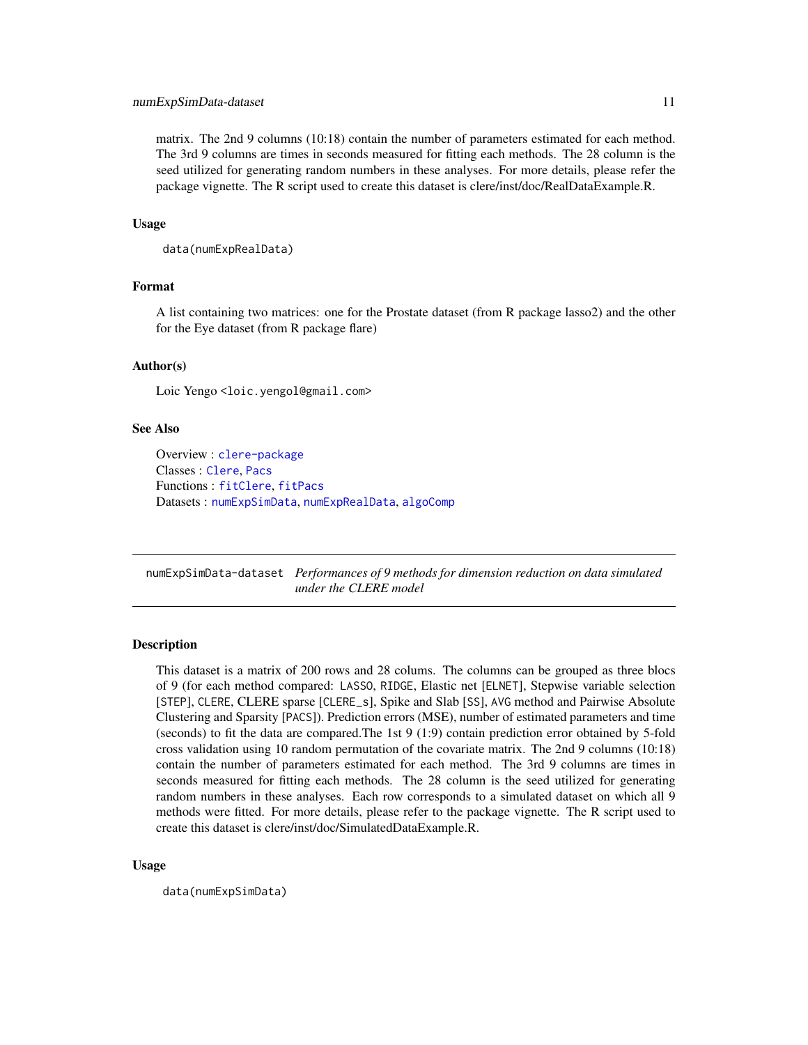matrix. The 2nd 9 columns (10:18) contain the number of parameters estimated for each method. The 3rd 9 columns are times in seconds measured for fitting each methods. The 28 column is the seed utilized for generating random numbers in these analyses. For more details, please refer the package vignette. The R script used to create this dataset is clere/inst/doc/RealDataExample.R.

### Usage

```
data(numExpRealData)
```

### Format

A list containing two matrices: one for the Prostate dataset (from R package lasso2) and the other for the Eye dataset (from R package flare)

### Author(s)

Loic Yengo <loic.yengol@gmail.com>

### See Also

Overview : `clere-package`  
Classes : `Clere`, `Pacs`  
Functions : `fitClere`, `fitPacs`  
Datasets : `numExpSimData`, `numExpRealData`, `algoComp`

---

## numExpSimData-dataset *Performances of 9 methods for dimension reduction on data simulated under the CLERE model*

### Description

This dataset is a matrix of 200 rows and 28 colums. The columns can be grouped as three blocs of 9 (for each method compared: `LASSO`, `RIDGE`, Elastic net [`ELNET`], Stepwise variable selection [`STEP`], `CLERE`, CLERE sparse [`CLERE_s`], Spike and Slab [`SS`], `AVG` method and Pairwise Absolute Clustering and Sparsity [`PACS`]). Prediction errors (MSE), number of estimated parameters and time (seconds) to fit the data are compared.The 1st 9 (1:9) contain prediction error obtained by 5-fold cross validation using 10 random permutation of the covariate matrix. The 2nd 9 columns (10:18) contain the number of parameters estimated for each method. The 3rd 9 columns are times in seconds measured for fitting each methods. The 28 column is the seed utilized for generating random numbers in these analyses. Each row corresponds to a simulated dataset on which all 9 methods were fitted. For more details, please refer to the package vignette. The R script used to create this dataset is clere/inst/doc/SimulatedDataExample.R.

### Usage

```
data(numExpSimData)
```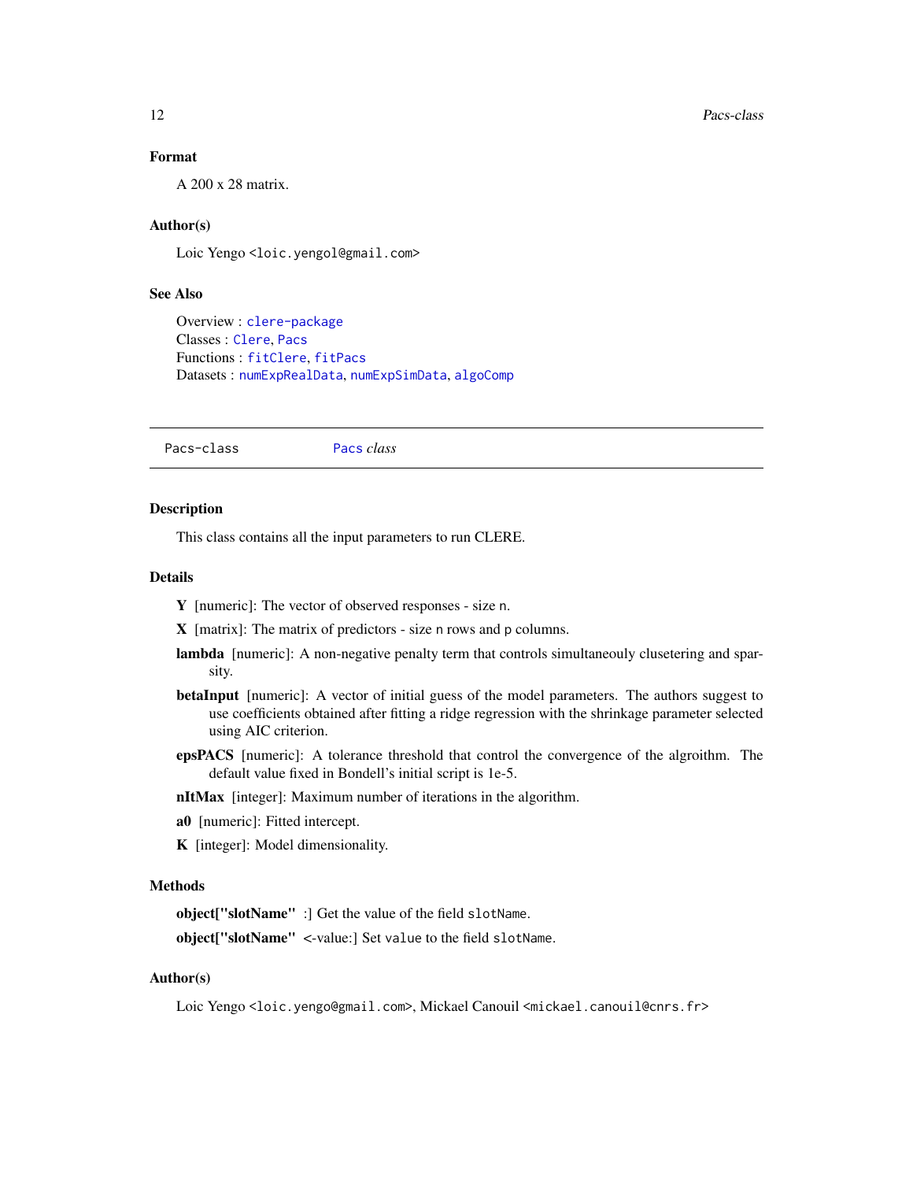### Format

A 200 x 28 matrix.

### Author(s)

Loic Yengo <loic.yengol@gmail.com>

### See Also

Overview : clere-package
Classes : Clere, Pacs
Functions : fitClere, fitPacs
Datasets : numExpRealData, numExpSimData, algoComp

---

Pacs-class                *Pacs class*

---

### Description

This class contains all the input parameters to run CLERE.

### Details

**Y** [numeric]: The vector of observed responses - size n.

**X** [matrix]: The matrix of predictors - size n rows and p columns.

**lambda** [numeric]: A non-negative penalty term that controls simultaneouly clusetering and sparsity.

**betaInput** [numeric]: A vector of initial guess of the model parameters. The authors suggest to use coefficients obtained after fitting a ridge regression with the shrinkage parameter selected using AIC criterion.

**epsPACS** [numeric]: A tolerance threshold that control the convergence of the algroithm. The default value fixed in Bondell's initial script is 1e-5.

**nItMax** [integer]: Maximum number of iterations in the algorithm.

**a0** [numeric]: Fitted intercept.

**K** [integer]: Model dimensionality.

### Methods

**object["slotName"** :] Get the value of the field slotName.

**object["slotName"** <-value:] Set value to the field slotName.

### Author(s)

Loic Yengo <loic.yengo@gmail.com>, Mickael Canouil <mickael.canouil@cnrs.fr>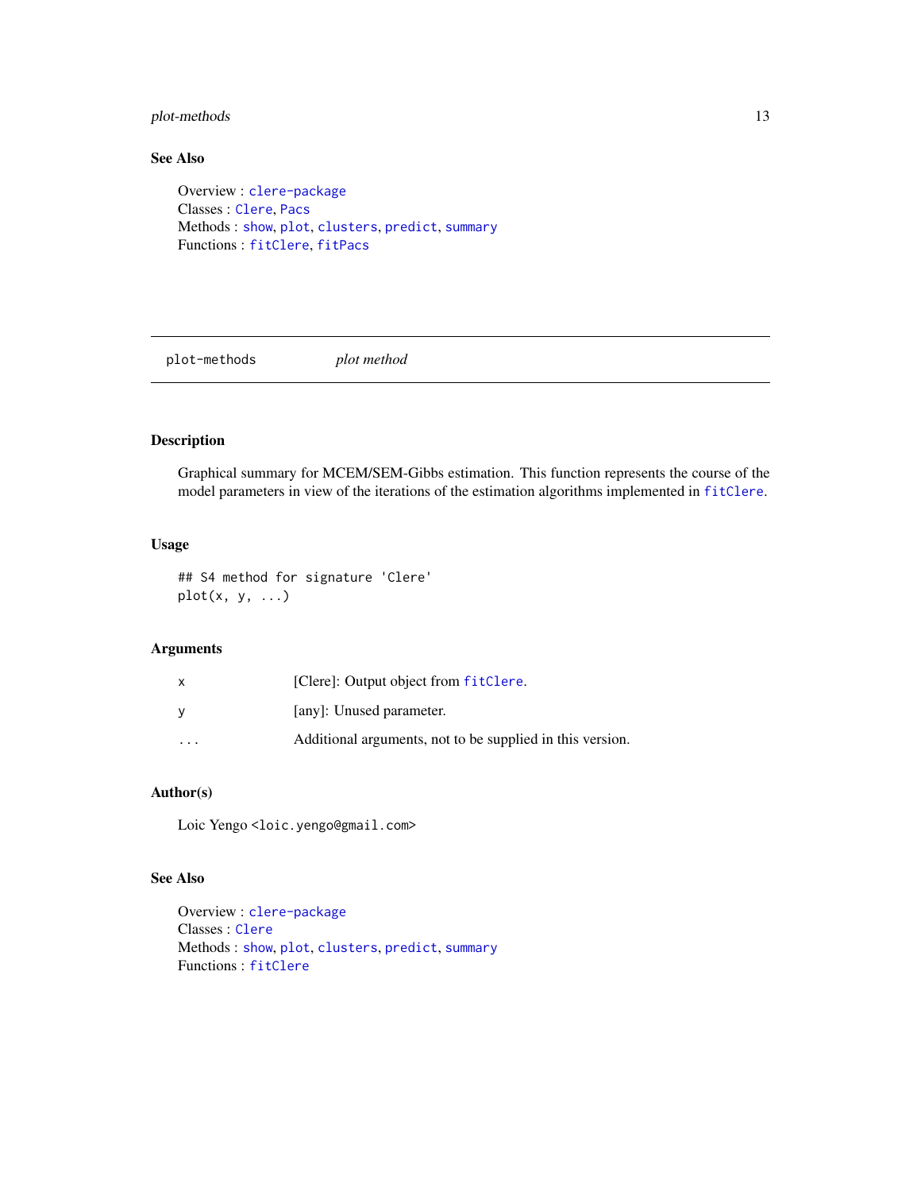### See Also

Overview : clere-package  
Classes : Clere, Pacs  
Methods : show, plot, clusters, predict, summary  
Functions : fitClere, fitPacs

---

## plot-methods — *plot method*

---

### Description

Graphical summary for MCEM/SEM-Gibbs estimation. This function represents the course of the model parameters in view of the iterations of the estimation algorithms implemented in fitClere.

### Usage

```
## S4 method for signature 'Clere'
plot(x, y, ...)
```

### Arguments

| | |
|---|---|
| x | [Clere]: Output object from fitClere. |
| y | [any]: Unused parameter. |
| ... | Additional arguments, not to be supplied in this version. |

### Author(s)

Loic Yengo <loic.yengo@gmail.com>

### See Also

Overview : clere-package  
Classes : Clere  
Methods : show, plot, clusters, predict, summary  
Functions : fitClere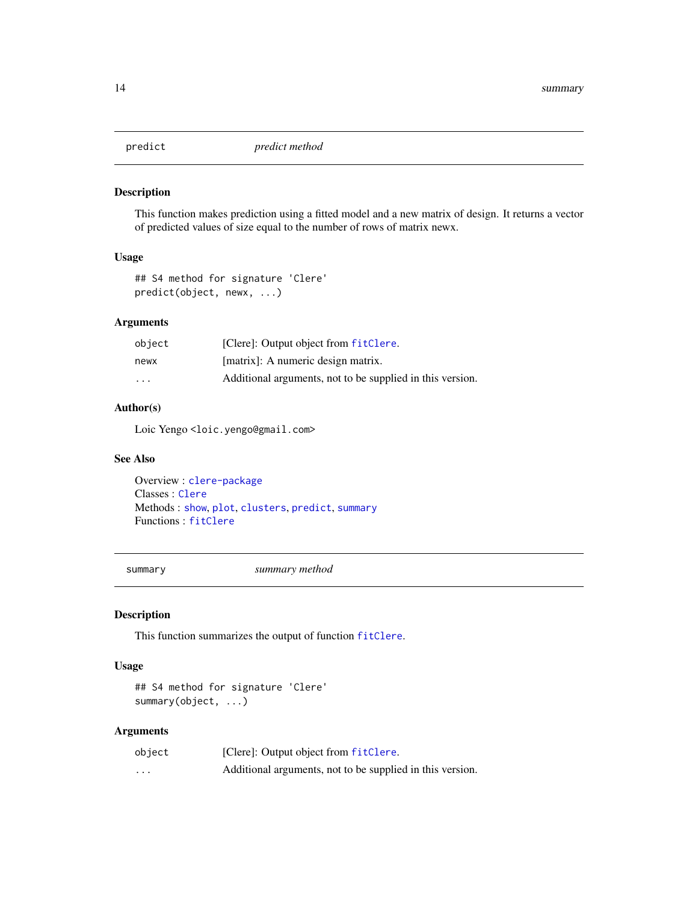## predict *predict method*

### Description

This function makes prediction using a fitted model and a new matrix of design. It returns a vector of predicted values of size equal to the number of rows of matrix newx.

### Usage

```
## S4 method for signature 'Clere'
predict(object, newx, ...)
```

### Arguments

| | |
|---|---|
| object | [Clere]: Output object from `fitClere`. |
| newx | [matrix]: A numeric design matrix. |
| ... | Additional arguments, not to be supplied in this version. |

### Author(s)

Loic Yengo <loic.yengo@gmail.com>

### See Also

Overview : `clere-package`
Classes : `Clere`
Methods : `show`, `plot`, `clusters`, `predict`, `summary`
Functions : `fitClere`

## summary *summary method*

### Description

This function summarizes the output of function `fitClere`.

### Usage

```
## S4 method for signature 'Clere'
summary(object, ...)
```

### Arguments

| | |
|---|---|
| object | [Clere]: Output object from `fitClere`. |
| ... | Additional arguments, not to be supplied in this version. |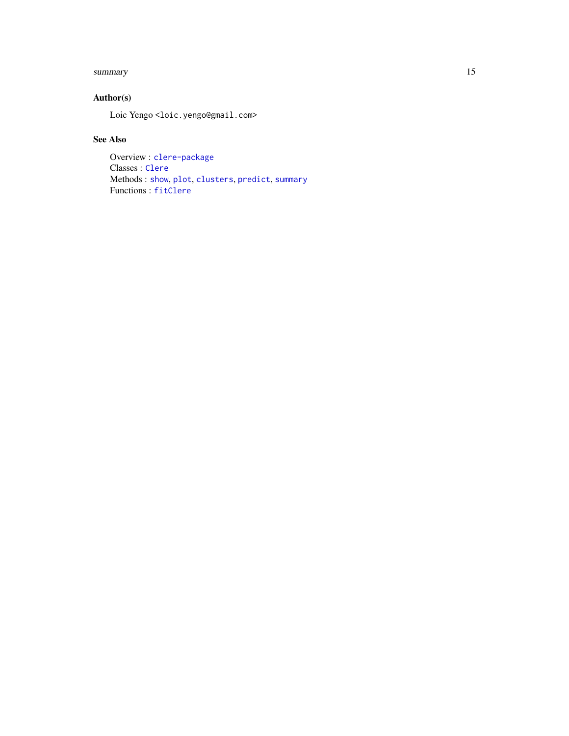## Author(s)

Loic Yengo <loic.yengo@gmail.com>

## See Also

Overview : `clere-package`
Classes : `Clere`
Methods : `show`, `plot`, `clusters`, `predict`, `summary`
Functions : `fitClere`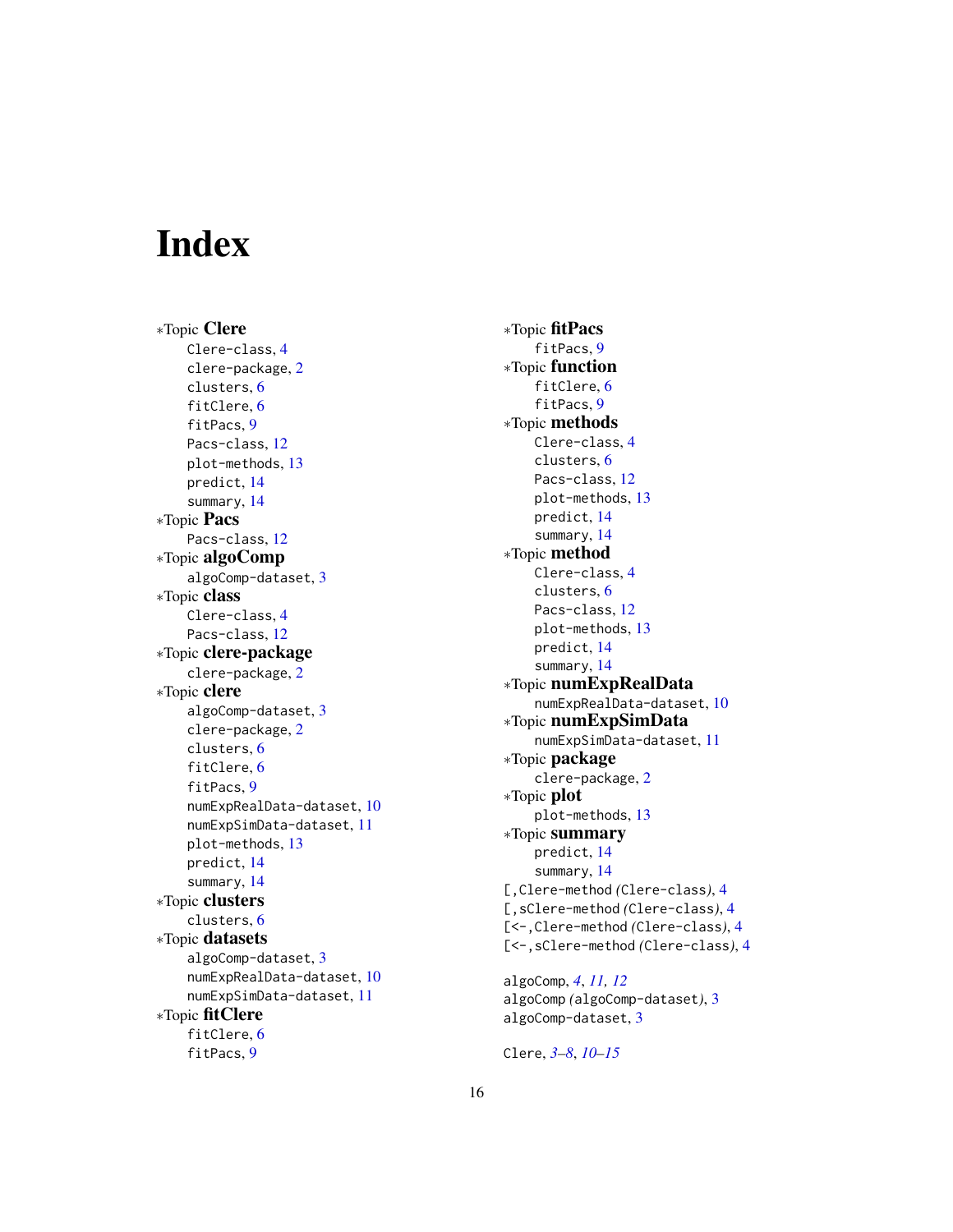# Index

∗Topic **Clere**
- Clere-class, 4
- clere-package, 2
- clusters, 6
- fitClere, 6
- fitPacs, 9
- Pacs-class, 12
- plot-methods, 13
- predict, 14
- summary, 14

∗Topic **Pacs**
- Pacs-class, 12

∗Topic **algoComp**
- algoComp-dataset, 3

∗Topic **class**
- Clere-class, 4
- Pacs-class, 12

∗Topic **clere-package**
- clere-package, 2

∗Topic **clere**
- algoComp-dataset, 3
- clere-package, 2
- clusters, 6
- fitClere, 6
- fitPacs, 9
- numExpRealData-dataset, 10
- numExpSimData-dataset, 11
- plot-methods, 13
- predict, 14
- summary, 14

∗Topic **clusters**
- clusters, 6

∗Topic **datasets**
- algoComp-dataset, 3
- numExpRealData-dataset, 10
- numExpSimData-dataset, 11

∗Topic **fitClere**
- fitClere, 6
- fitPacs, 9

∗Topic **fitPacs**
- fitPacs, 9

∗Topic **function**
- fitClere, 6
- fitPacs, 9

∗Topic **methods**
- Clere-class, 4
- clusters, 6
- Pacs-class, 12
- plot-methods, 13
- predict, 14
- summary, 14

∗Topic **method**
- Clere-class, 4
- clusters, 6
- Pacs-class, 12
- plot-methods, 13
- predict, 14
- summary, 14

∗Topic **numExpRealData**
- numExpRealData-dataset, 10

∗Topic **numExpSimData**
- numExpSimData-dataset, 11

∗Topic **package**
- clere-package, 2

∗Topic **plot**
- plot-methods, 13

∗Topic **summary**
- predict, 14
- summary, 14

[,Clere-method *(*Clere-class*)*, 4
[,sClere-method *(*Clere-class*)*, 4
[<-,Clere-method *(*Clere-class*)*, 4
[<-,sClere-method *(*Clere-class*)*, 4

algoComp, *4*, *11*, *12*
algoComp *(*algoComp-dataset*)*, 3
algoComp-dataset, 3

Clere, *3–8*, *10–15*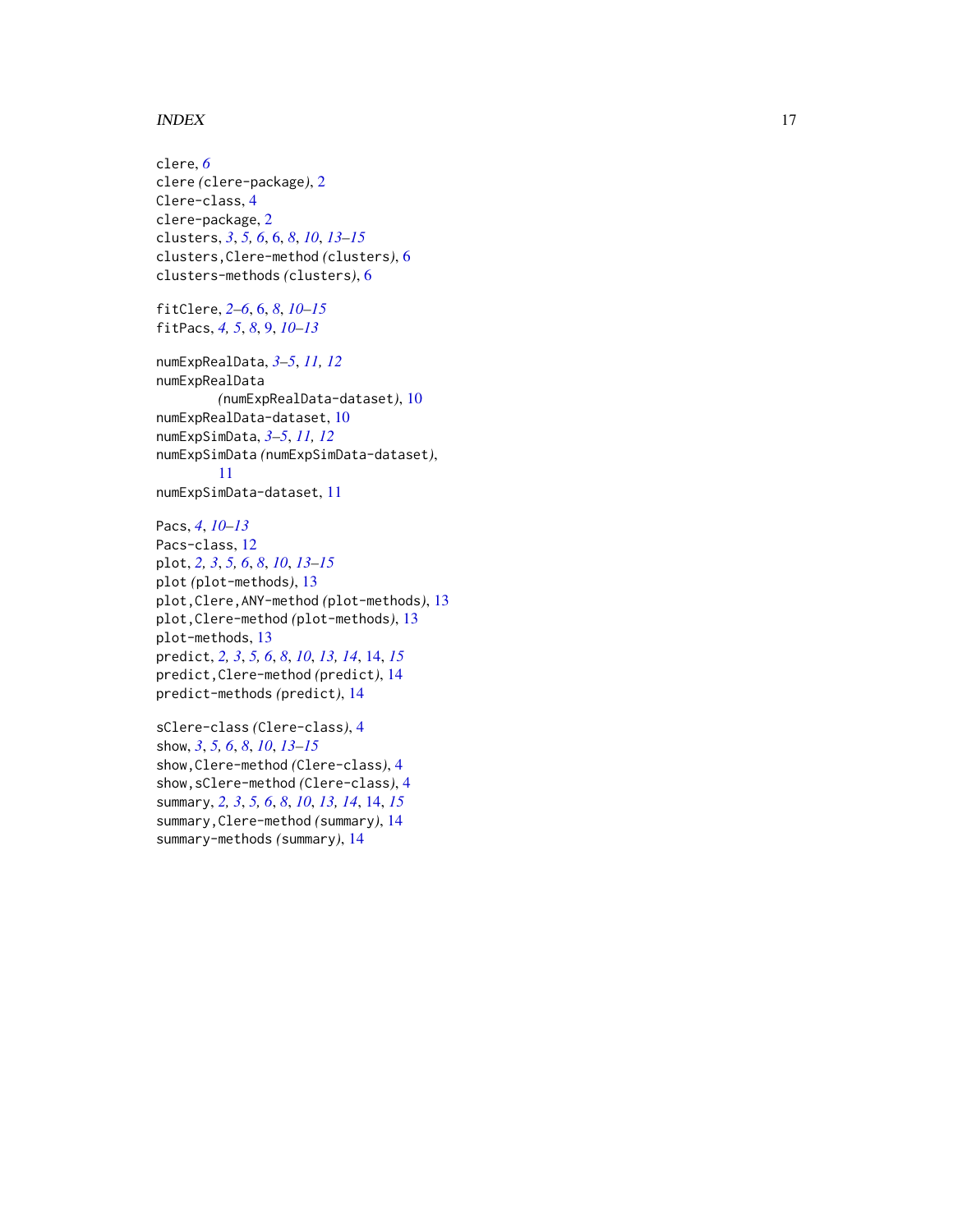clere, *6*  
clere (clere-package), 2  
Clere-class, 4  
clere-package, 2  
clusters, *3*, *5, 6*, 6, *8*, *10*, *13–15*  
clusters,Clere-method (clusters), 6  
clusters-methods (clusters), 6  

fitClere, *2–6*, 6, *8*, *10–15*  
fitPacs, *4, 5*, *8*, 9, *10–13*  

numExpRealData, *3–5*, *11, 12*  
numExpRealData  
        (numExpRealData-dataset), 10  
numExpRealData-dataset, 10  
numExpSimData, *3–5*, *11, 12*  
numExpSimData (numExpSimData-dataset),  
        11  
numExpSimData-dataset, 11  

Pacs, *4*, *10–13*  
Pacs-class, 12  
plot, *2, 3*, *5, 6*, *8*, *10*, *13–15*  
plot (plot-methods), 13  
plot,Clere,ANY-method (plot-methods), 13  
plot,Clere-method (plot-methods), 13  
plot-methods, 13  
predict, *2, 3*, *5, 6*, *8*, *10*, *13, 14*, 14, *15*  
predict,Clere-method (predict), 14  
predict-methods (predict), 14  

sClere-class (Clere-class), 4  
show, *3*, *5, 6*, *8*, *10*, *13–15*  
show,Clere-method (Clere-class), 4  
show,sClere-method (Clere-class), 4  
summary, *2, 3*, *5, 6*, *8*, *10*, *13, 14*, 14, *15*  
summary,Clere-method (summary), 14  
summary-methods (summary), 14